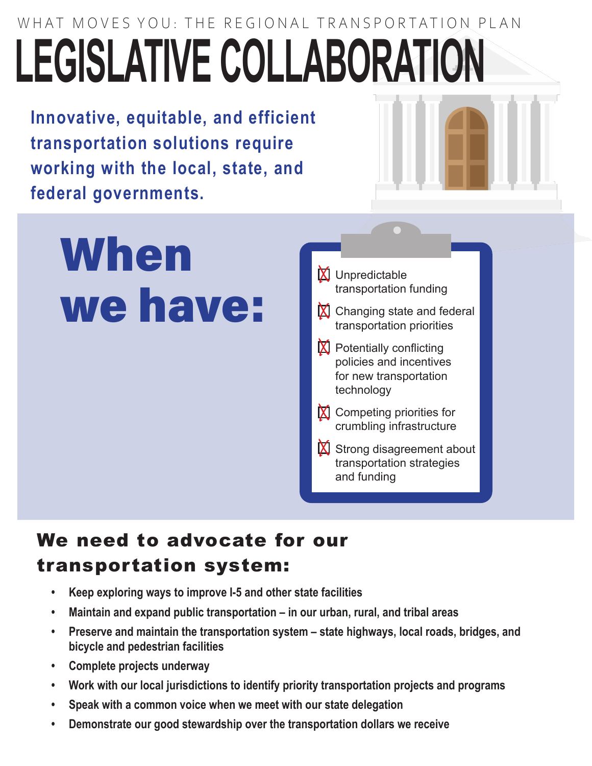WHAT MOVES YOU: THE REGIONAL TRANSPORTATION PLAN

# LEGISLATIVE COLLABORATION

**Innovative, equitable, and efficient transportation solutions require working with the local, state, and federal governments.**

## When we have:

- Unpredictable transportation funding
- Changing state and federal transportation priorities
- Potentially conflicting policies and incentives for new transportation technology
- Competing priorities for crumbling infrastructure
- Strong disagreement about transportation strategies and funding

## We need to advocate for our transportation system:

- **Keep exploring ways to improve I-5 and other state facilities**
- **Maintain and expand public transportation – in our urban, rural, and tribal areas**
- **Preserve and maintain the transportation system – state highways, local roads, bridges, and bicycle and pedestrian facilities**
- **Complete projects underway**
- **Work with our local jurisdictions to identify priority transportation projects and programs**
- **Speak with a common voice when we meet with our state delegation**
- **Demonstrate our good stewardship over the transportation dollars we receive**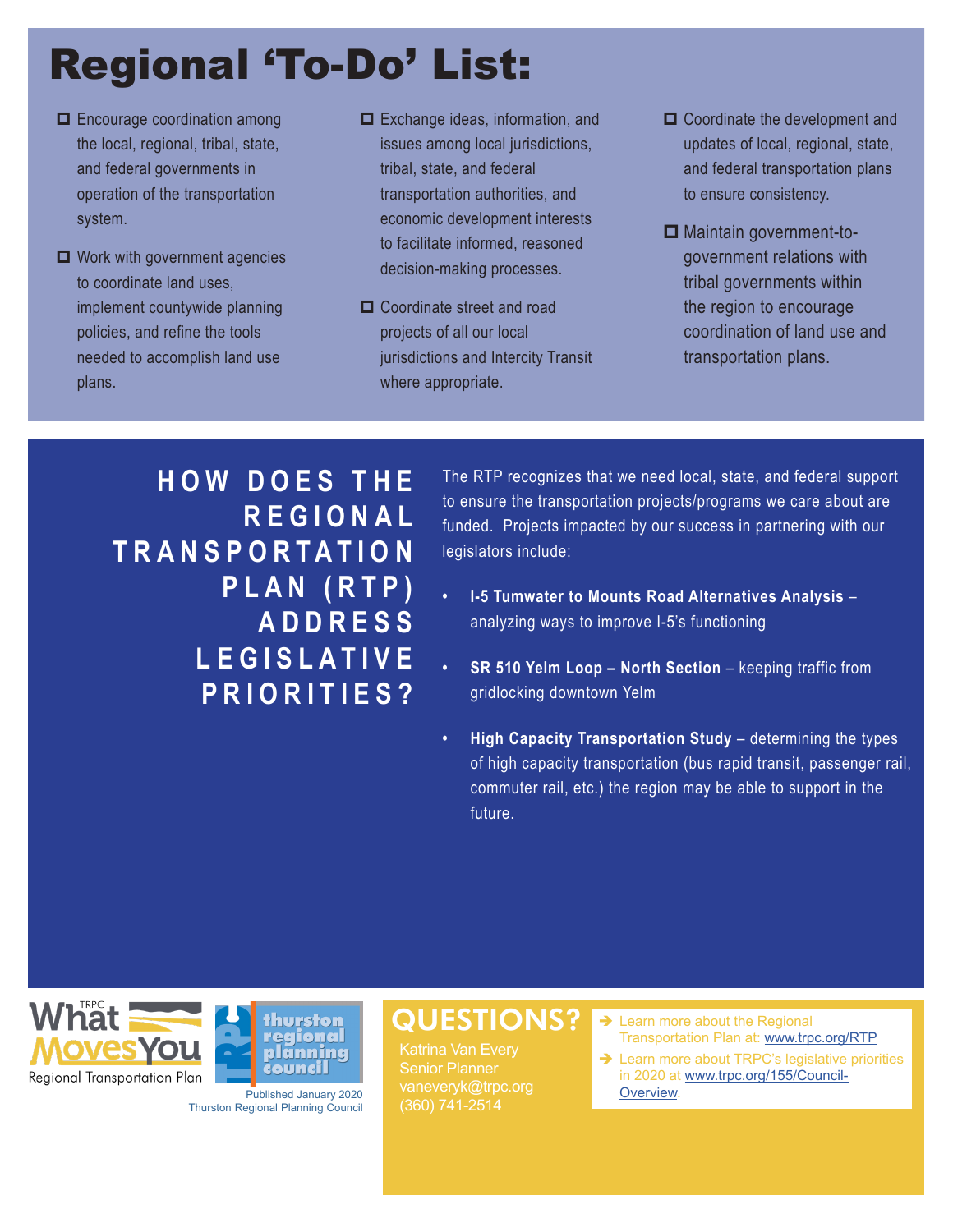# Regional 'To-Do' List:

- Encourage coordination among the local, regional, tribal, state, and federal governments in operation of the transportation system.
- Work with government agencies to coordinate land uses, implement countywide planning policies, and refine the tools needed to accomplish land use plans.
- Exchange ideas, information, and issues among local jurisdictions, tribal, state, and federal transportation authorities, and economic development interests to facilitate informed, reasoned decision-making processes.
- Coordinate street and road projects of all our local jurisdictions and Intercity Transit where appropriate.
- Coordinate the development and updates of local, regional, state, and federal transportation plans to ensure consistency.
- Maintain government-to-government relations with tribal governments within the region to encourage coordination of land use and transportation plans.

## HOW DOES THE REGIONAL TRANSPORTATION PLAN (RTP) ADDRESS LEGISLATIVE PRIORITIES?

The RTP recognizes that we need local, state, and federal support to ensure the transportation projects/programs we care about are funded. Projects impacted by our success in partnering with our legislators include:

- **I-5 Tumwater to Mounts Road Alternatives Analysis** – analyzing ways to improve I-5's functioning
- **SR 510 Yelm Loop – North Section** – keeping traffic from gridlocking downtown Yelm
- **High Capacity Transportation Study** – determining the types of high capacity transportation (bus rapid transit, passenger rail, commuter rail, etc.) the region may be able to support in the future.

TRPC What Moves You Regional Transportation Plan

thurston regional planning council

Published January 2020
Thurston Regional Planning Council

## QUESTIONS?

Katrina Van Every
Senior Planner
vaneveryk@trpc.org
(360) 741-2514

- Learn more about the Regional Transportation Plan at: www.trpc.org/RTP
- Learn more about TRPC's legislative priorities in 2020 at www.trpc.org/155/Council-Overview.